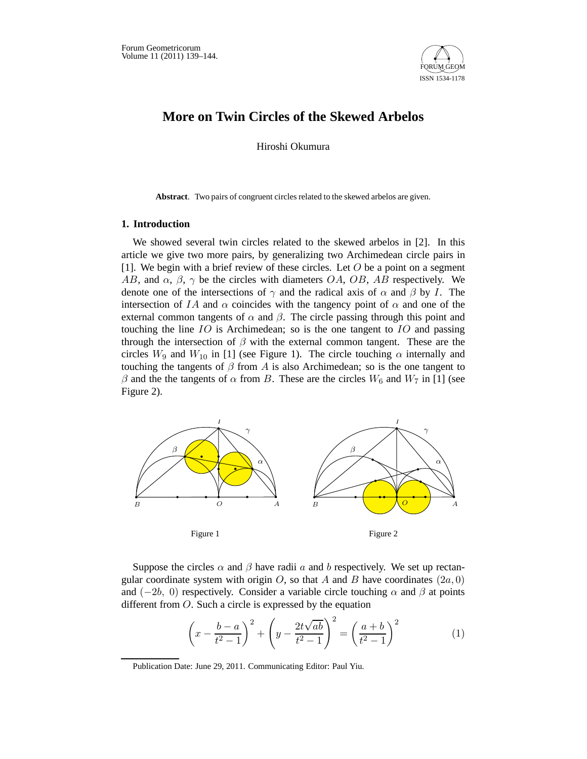# More on Twin Circles of the Skewed Arbelos

Hiroshi Okumura

**Abstract**. Two pairs of congruent circles related to the skewed arbelos are given.

## 1. Introduction

We showed several twin circles related to the skewed arbelos in [2]. In this article we give two more pairs, by generalizing two Archimedean circle pairs in [1]. We begin with a brief review of these circles. Let $O$ be a point on a segment $AB$, and $\alpha$, $\beta$, $\gamma$ be the circles with diameters $OA$, $OB$, $AB$ respectively. We denote one of the intersections of $\gamma$ and the radical axis of $\alpha$ and $\beta$ by $I$. The intersection of $IA$ and $\alpha$ coincides with the tangency point of $\alpha$ and one of the external common tangents of $\alpha$ and $\beta$. The circle passing through this point and touching the line $IO$ is Archimedean; so is the one tangent to $IO$ and passing through the intersection of $\beta$ with the external common tangent. These are the circles $W_9$ and $W_{10}$ in [1] (see Figure 1). The circle touching $\alpha$ internally and touching the tangents of $\beta$ from $A$ is also Archimedean; so is the one tangent to $\beta$ and the the tangents of $\alpha$ from $B$. These are the circles $W_6$ and $W_7$ in [1] (see Figure 2).

Figure 1

Figure 2

Suppose the circles $\alpha$ and $\beta$ have radii $a$ and $b$ respectively. We set up rectangular coordinate system with origin $O$, so that $A$ and $B$ have coordinates $(2a, 0)$ and $(-2b,\ 0)$ respectively. Consider a variable circle touching $\alpha$ and $\beta$ at points different from $O$. Such a circle is expressed by the equation

$$\left(x - \frac{b-a}{t^2-1}\right)^2 + \left(y - \frac{2t\sqrt{ab}}{t^2-1}\right)^2 = \left(\frac{a+b}{t^2-1}\right)^2 \tag{1}$$

Publication Date: June 29, 2011. Communicating Editor: Paul Yiu.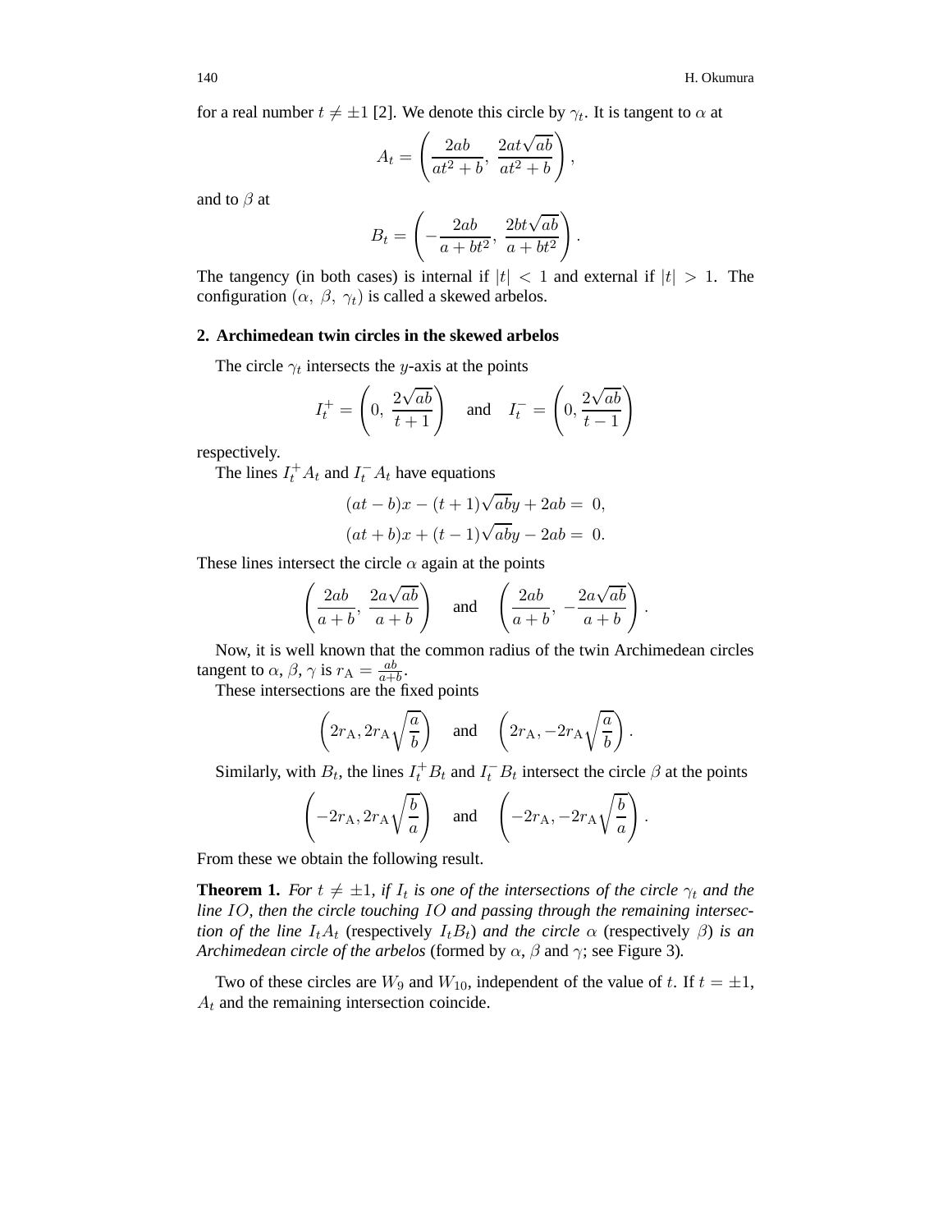for a real number $t \neq \pm 1$ [2]. We denote this circle by $\gamma_t$. It is tangent to $\alpha$ at

$$A_t = \left( \frac{2ab}{at^2 + b},\ \frac{2at\sqrt{ab}}{at^2 + b} \right),$$

and to $\beta$ at

$$B_t = \left( -\frac{2ab}{a + bt^2},\ \frac{2bt\sqrt{ab}}{a + bt^2} \right).$$

The tangency (in both cases) is internal if $|t| < 1$ and external if $|t| > 1$. The configuration $(\alpha,\ \beta,\ \gamma_t)$ is called a skewed arbelos.

## 2. Archimedean twin circles in the skewed arbelos

The circle $\gamma_t$ intersects the $y$-axis at the points

$$I_t^+ = \left( 0,\ \frac{2\sqrt{ab}}{t+1} \right) \quad \text{and} \quad I_t^- = \left( 0, \frac{2\sqrt{ab}}{t-1} \right)$$

respectively.

The lines $I_t^+ A_t$ and $I_t^- A_t$ have equations

$$(at - b)x - (t+1)\sqrt{ab}y + 2ab = 0,$$
$$(at + b)x + (t-1)\sqrt{ab}y - 2ab = 0.$$

These lines intersect the circle $\alpha$ again at the points

$$\left( \frac{2ab}{a+b},\ \frac{2a\sqrt{ab}}{a+b} \right) \quad \text{and} \quad \left( \frac{2ab}{a+b},\ -\frac{2a\sqrt{ab}}{a+b} \right).$$

Now, it is well known that the common radius of the twin Archimedean circles tangent to $\alpha$, $\beta$, $\gamma$ is $r_{\mathrm{A}} = \frac{ab}{a+b}$.

These intersections are the fixed points

$$\left( 2r_{\mathrm{A}}, 2r_{\mathrm{A}}\sqrt{\frac{a}{b}} \right) \quad \text{and} \quad \left( 2r_{\mathrm{A}}, -2r_{\mathrm{A}}\sqrt{\frac{a}{b}} \right).$$

Similarly, with $B_t$, the lines $I_t^+ B_t$ and $I_t^- B_t$ intersect the circle $\beta$ at the points

$$\left( -2r_{\mathrm{A}}, 2r_{\mathrm{A}}\sqrt{\frac{b}{a}} \right) \quad \text{and} \quad \left( -2r_{\mathrm{A}}, -2r_{\mathrm{A}}\sqrt{\frac{b}{a}} \right).$$

From these we obtain the following result.

**Theorem 1.** *For $t \neq \pm 1$, if $I_t$ is one of the intersections of the circle $\gamma_t$ and the line $IO$, then the circle touching $IO$ and passing through the remaining intersection of the line $I_t A_t$* (respectively $I_t B_t$) *and the circle $\alpha$* (respectively $\beta$) *is an Archimedean circle of the arbelos* (formed by $\alpha$, $\beta$ and $\gamma$; see Figure 3).

Two of these circles are $W_9$ and $W_{10}$, independent of the value of $t$. If $t = \pm 1$, $A_t$ and the remaining intersection coincide.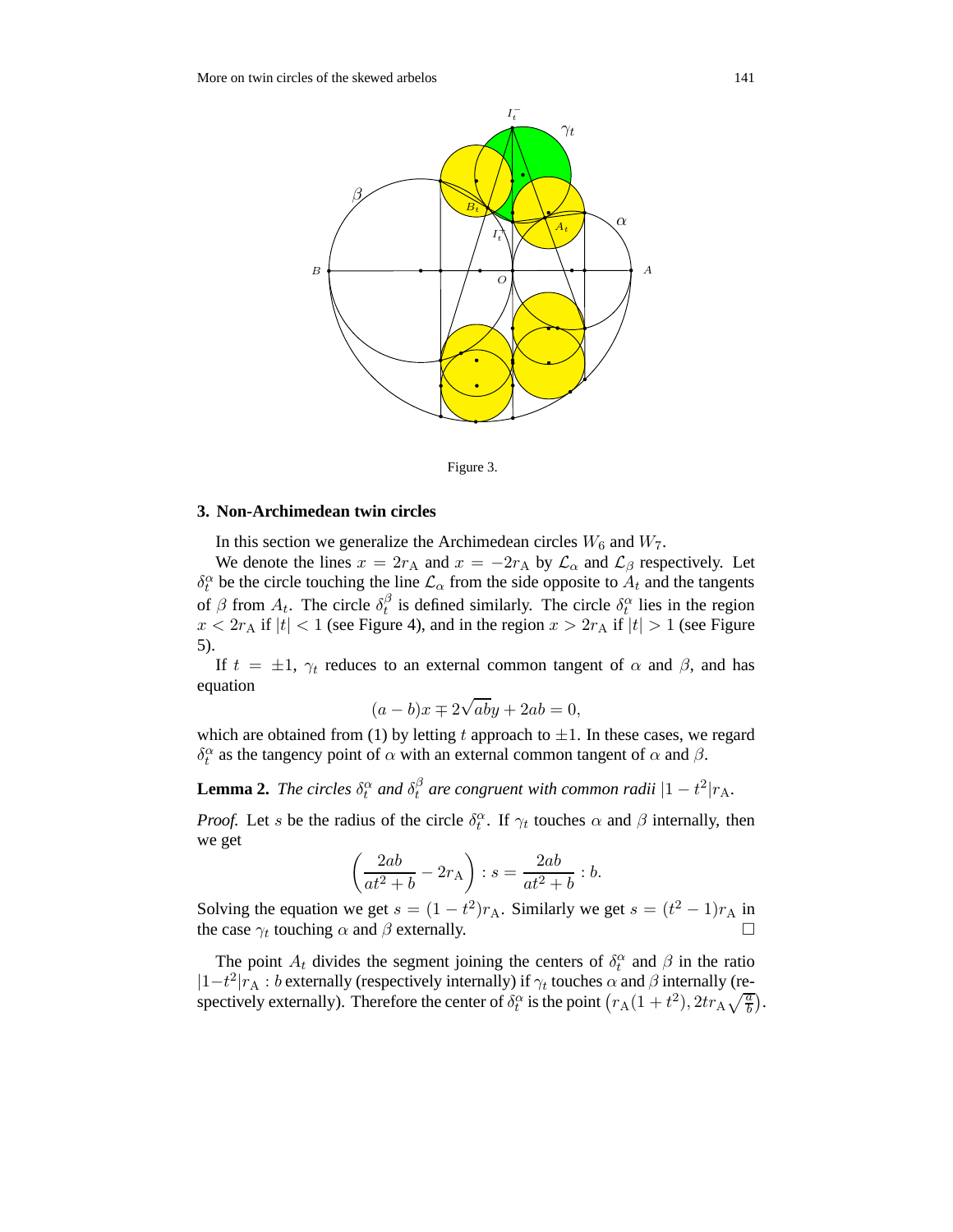Figure 3.

## 3. Non-Archimedean twin circles

In this section we generalize the Archimedean circles $W_6$ and $W_7$.

We denote the lines $x = 2r_{\rm A}$ and $x = -2r_{\rm A}$ by $\mathcal{L}_\alpha$ and $\mathcal{L}_\beta$ respectively. Let $\delta_t^\alpha$ be the circle touching the line $\mathcal{L}_\alpha$ from the side opposite to $A_t$ and the tangents of $\beta$ from $A_t$. The circle $\delta_t^\beta$ is defined similarly. The circle $\delta_t^\alpha$ lies in the region $x < 2r_{\rm A}$ if $|t| < 1$ (see Figure 4), and in the region $x > 2r_{\rm A}$ if $|t| > 1$ (see Figure 5).

If $t = \pm 1$, $\gamma_t$ reduces to an external common tangent of $\alpha$ and $\beta$, and has equation

$$(a-b)x \mp 2\sqrt{ab}y + 2ab = 0,$$

which are obtained from (1) by letting $t$ approach to $\pm 1$. In these cases, we regard $\delta_t^\alpha$ as the tangency point of $\alpha$ with an external common tangent of $\alpha$ and $\beta$.

**Lemma 2.** *The circles $\delta_t^\alpha$ and $\delta_t^\beta$ are congruent with common radii $|1-t^2|r_{\rm A}$.*

*Proof.* Let $s$ be the radius of the circle $\delta_t^\alpha$. If $\gamma_t$ touches $\alpha$ and $\beta$ internally, then we get

$$\left(\frac{2ab}{at^2+b} - 2r_{\rm A}\right) : s = \frac{2ab}{at^2+b} : b.$$

Solving the equation we get $s = (1-t^2)r_{\rm A}$. Similarly we get $s = (t^2-1)r_{\rm A}$ in the case $\gamma_t$ touching $\alpha$ and $\beta$ externally. □

The point $A_t$ divides the segment joining the centers of $\delta_t^\alpha$ and $\beta$ in the ratio $|1-t^2|r_{\rm A} : b$ externally (respectively internally) if $\gamma_t$ touches $\alpha$ and $\beta$ internally (respectively externally). Therefore the center of $\delta_t^\alpha$ is the point $\left(r_{\rm A}(1+t^2), 2tr_{\rm A}\sqrt{\frac{a}{b}}\right)$.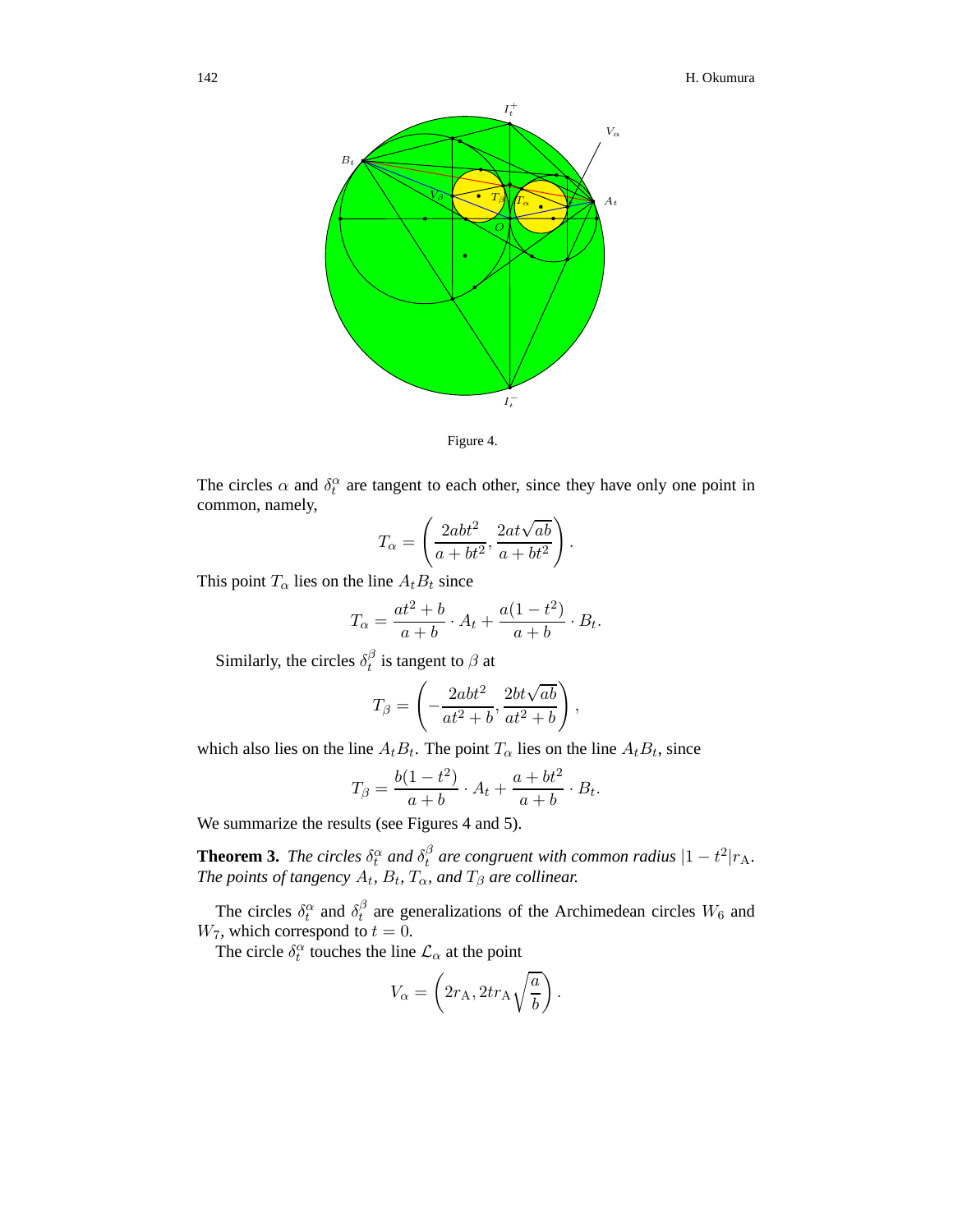Figure 4.

The circles $\alpha$ and $\delta_t^\alpha$ are tangent to each other, since they have only one point in common, namely,

$$T_\alpha = \left( \frac{2abt^2}{a+bt^2}, \frac{2at\sqrt{ab}}{a+bt^2} \right).$$

This point $T_\alpha$ lies on the line $A_tB_t$ since

$$T_\alpha = \frac{at^2+b}{a+b} \cdot A_t + \frac{a(1-t^2)}{a+b} \cdot B_t.$$

Similarly, the circles $\delta_t^\beta$ is tangent to $\beta$ at

$$T_\beta = \left( -\frac{2abt^2}{at^2+b}, \frac{2bt\sqrt{ab}}{at^2+b} \right),$$

which also lies on the line $A_tB_t$. The point $T_\alpha$ lies on the line $A_tB_t$, since

$$T_\beta = \frac{b(1-t^2)}{a+b} \cdot A_t + \frac{a+bt^2}{a+b} \cdot B_t.$$

We summarize the results (see Figures 4 and 5).

**Theorem 3.** *The circles $\delta_t^\alpha$ and $\delta_t^\beta$ are congruent with common radius $|1-t^2|r_{\rm A}$. The points of tangency $A_t$, $B_t$, $T_\alpha$, and $T_\beta$ are collinear.*

The circles $\delta_t^\alpha$ and $\delta_t^\beta$ are generalizations of the Archimedean circles $W_6$ and $W_7$, which correspond to $t = 0$.

The circle $\delta_t^\alpha$ touches the line $\mathcal{L}_\alpha$ at the point

$$V_\alpha = \left( 2r_{\rm A}, 2tr_{\rm A}\sqrt{\frac{a}{b}} \right).$$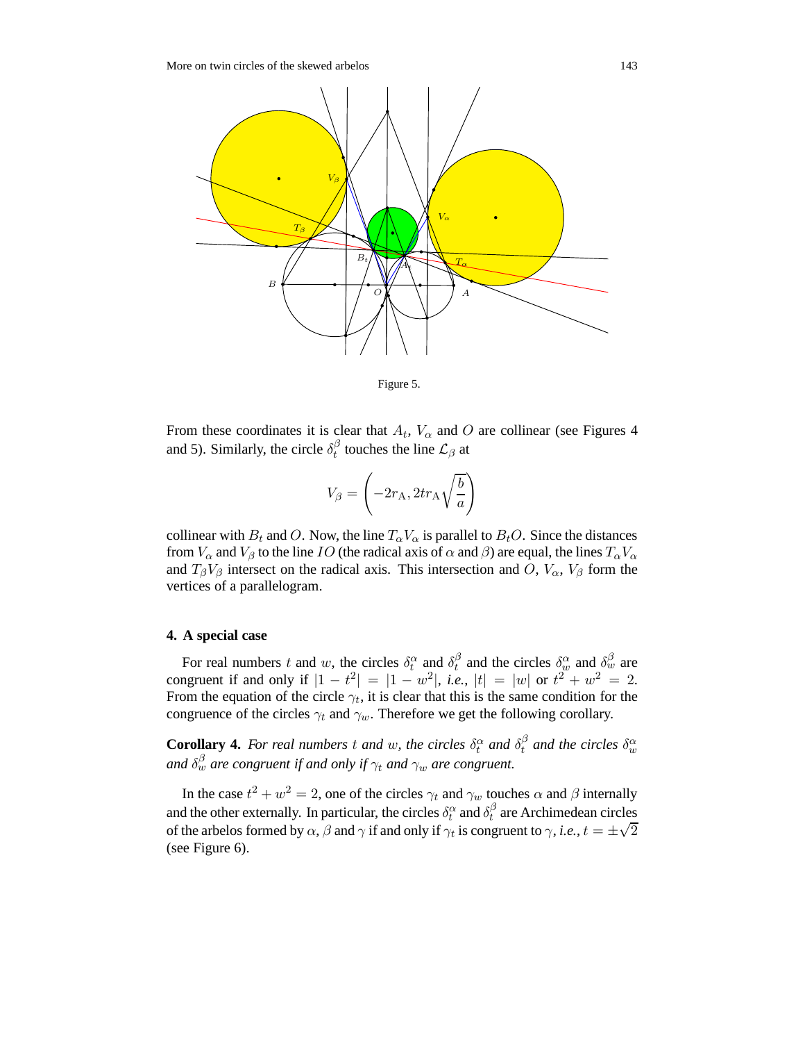Figure 5.

From these coordinates it is clear that $A_t$, $V_\alpha$ and $O$ are collinear (see Figures 4 and 5). Similarly, the circle $\delta_t^\beta$ touches the line $\mathcal{L}_\beta$ at

$$V_\beta = \left(-2r_{\mathrm{A}}, 2tr_{\mathrm{A}}\sqrt{\frac{b}{a}}\right)$$

collinear with $B_t$ and $O$. Now, the line $T_\alpha V_\alpha$ is parallel to $B_t O$. Since the distances from $V_\alpha$ and $V_\beta$ to the line $IO$ (the radical axis of $\alpha$ and $\beta$) are equal, the lines $T_\alpha V_\alpha$ and $T_\beta V_\beta$ intersect on the radical axis. This intersection and $O$, $V_\alpha$, $V_\beta$ form the vertices of a parallelogram.

## 4. A special case

For real numbers $t$ and $w$, the circles $\delta_t^\alpha$ and $\delta_t^\beta$ and the circles $\delta_w^\alpha$ and $\delta_w^\beta$ are congruent if and only if $|1 - t^2| = |1 - w^2|$, *i.e.*, $|t| = |w|$ or $t^2 + w^2 = 2$. From the equation of the circle $\gamma_t$, it is clear that this is the same condition for the congruence of the circles $\gamma_t$ and $\gamma_w$. Therefore we get the following corollary.

**Corollary 4.** *For real numbers $t$ and $w$, the circles $\delta_t^\alpha$ and $\delta_t^\beta$ and the circles $\delta_w^\alpha$ and $\delta_w^\beta$ are congruent if and only if $\gamma_t$ and $\gamma_w$ are congruent.*

In the case $t^2 + w^2 = 2$, one of the circles $\gamma_t$ and $\gamma_w$ touches $\alpha$ and $\beta$ internally and the other externally. In particular, the circles $\delta_t^\alpha$ and $\delta_t^\beta$ are Archimedean circles of the arbelos formed by $\alpha$, $\beta$ and $\gamma$ if and only if $\gamma_t$ is congruent to $\gamma$, *i.e.*, $t = \pm\sqrt{2}$ (see Figure 6).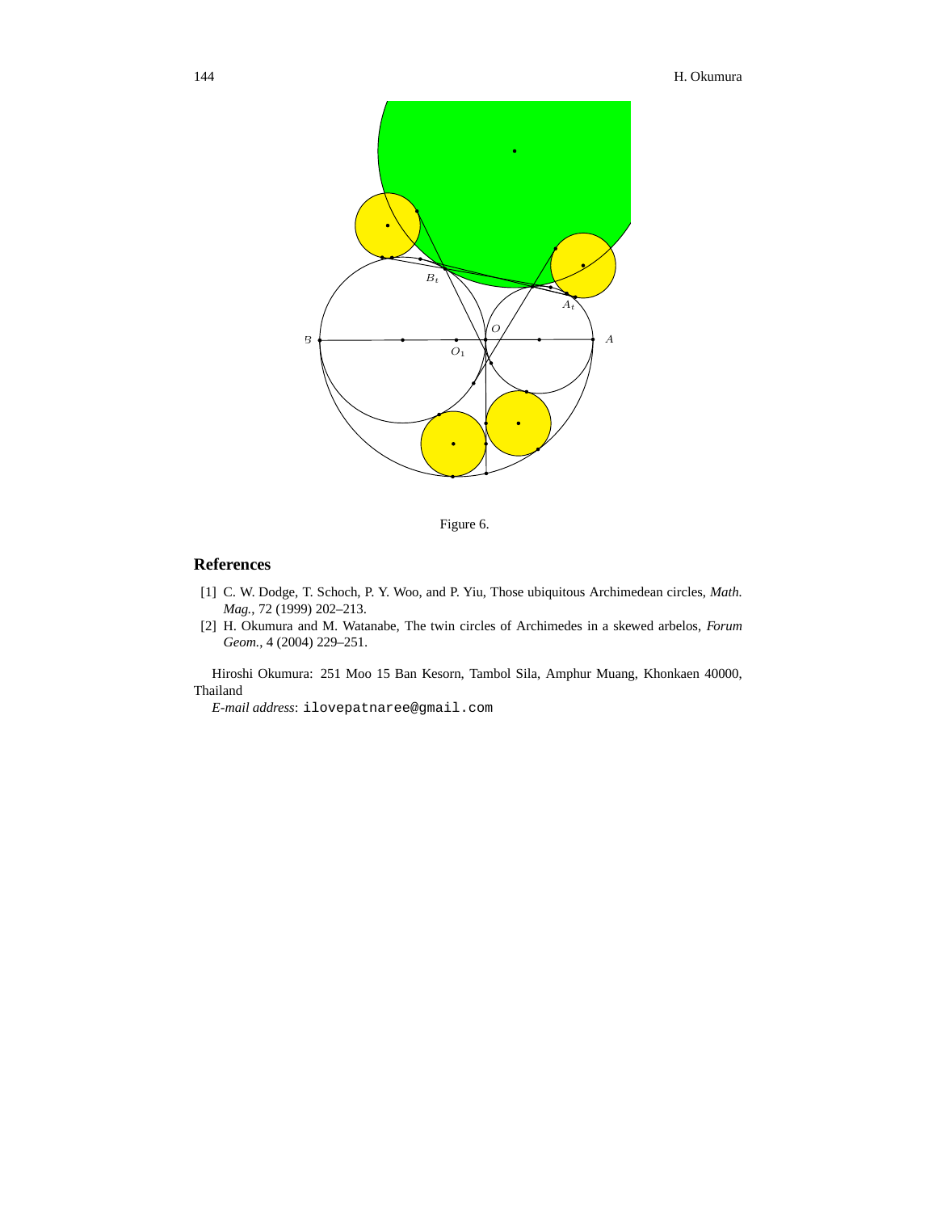B

O

A

$O_1$

$B_t$

$A_t$

Figure 6.

## References

[1] C. W. Dodge, T. Schoch, P. Y. Woo, and P. Yiu, Those ubiquitous Archimedean circles, *Math. Mag.*, 72 (1999) 202–213.

[2] H. Okumura and M. Watanabe, The twin circles of Archimedes in a skewed arbelos, *Forum Geom.*, 4 (2004) 229–251.

Hiroshi Okumura: 251 Moo 15 Ban Kesorn, Tambol Sila, Amphur Muang, Khonkaen 40000, Thailand

*E-mail address*: ilovepatnaree@gmail.com